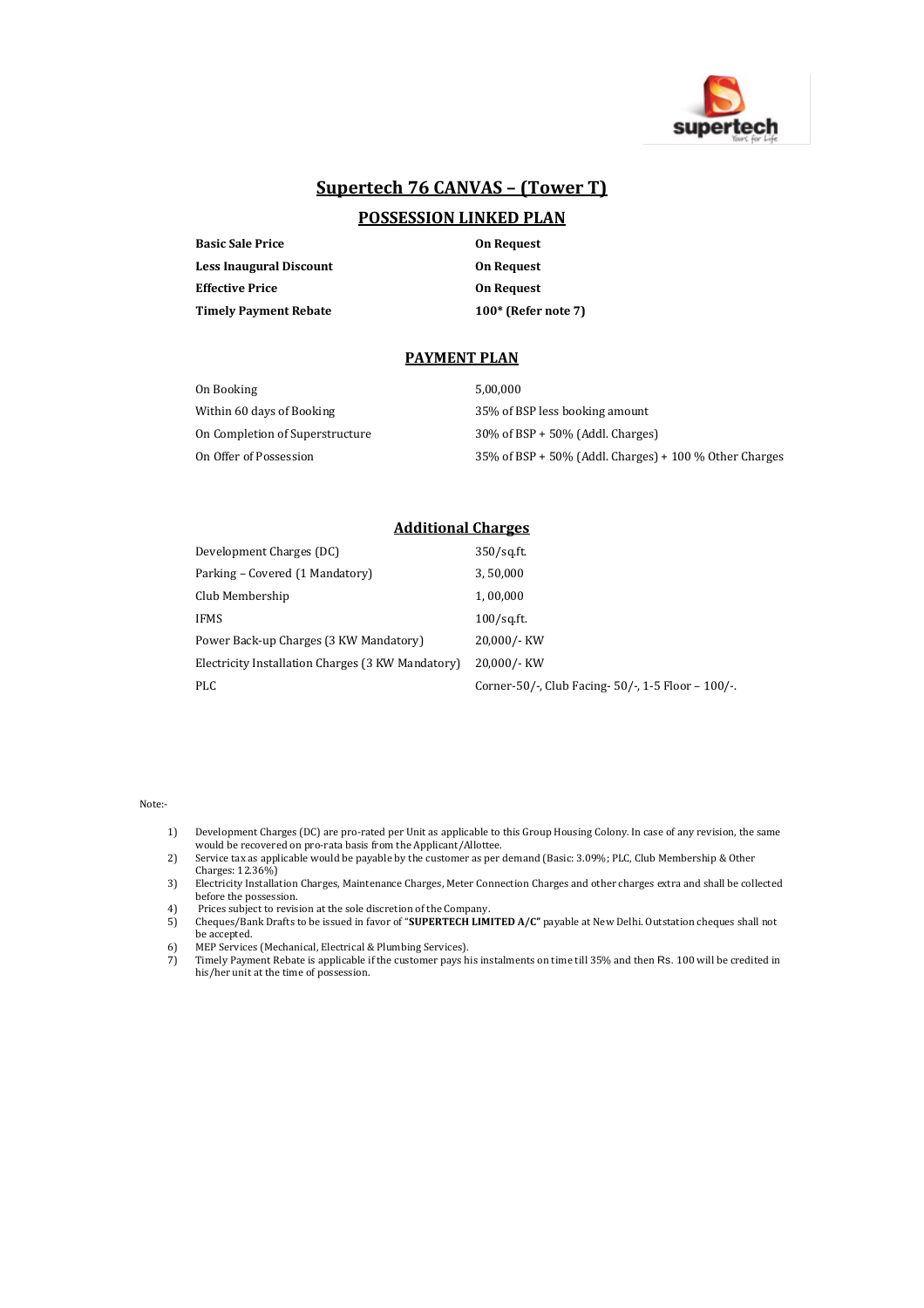# Supertech 76 CANVAS – (Tower T)

## POSSESSION LINKED PLAN

| | |
|---|---|
| **Basic Sale Price** | **On Request** |
| **Less Inaugural Discount** | **On Request** |
| **Effective Price** | **On Request** |
| **Timely Payment Rebate** | **100* (Refer note 7)** |

## PAYMENT PLAN

| | |
|---|---|
| On Booking | 5,00,000 |
| Within 60 days of Booking | 35% of BSP less booking amount |
| On Completion of Superstructure | 30% of BSP + 50% (Addl. Charges) |
| On Offer of Possession | 35% of BSP + 50% (Addl. Charges) + 100 % Other Charges |

## Additional Charges

| | |
|---|---|
| Development Charges (DC) | 350/sq.ft. |
| Parking – Covered (1 Mandatory) | 3, 50,000 |
| Club Membership | 1, 00,000 |
| IFMS | 100/sq.ft. |
| Power Back-up Charges (3 KW Mandatory) | 20,000/- KW |
| Electricity Installation Charges (3 KW Mandatory) | 20,000/- KW |
| PLC | Corner-50/-, Club Facing- 50/-, 1-5 Floor – 100/-. |

Note:-

1) Development Charges (DC) are pro-rated per Unit as applicable to this Group Housing Colony. In case of any revision, the same would be recovered on pro-rata basis from the Applicant/Allottee.
2) Service tax as applicable would be payable by the customer as per demand (Basic: 3.09%; PLC, Club Membership & Other Charges: 12.36%)
3) Electricity Installation Charges, Maintenance Charges, Meter Connection Charges and other charges extra and shall be collected before the possession.
4) Prices subject to revision at the sole discretion of the Company.
5) Cheques/Bank Drafts to be issued in favor of "**SUPERTECH LIMITED A/C"** payable at New Delhi. Outstation cheques shall not be accepted.
6) MEP Services (Mechanical, Electrical & Plumbing Services).
7) Timely Payment Rebate is applicable if the customer pays his instalments on time till 35% and then Rs. 100 will be credited in his/her unit at the time of possession.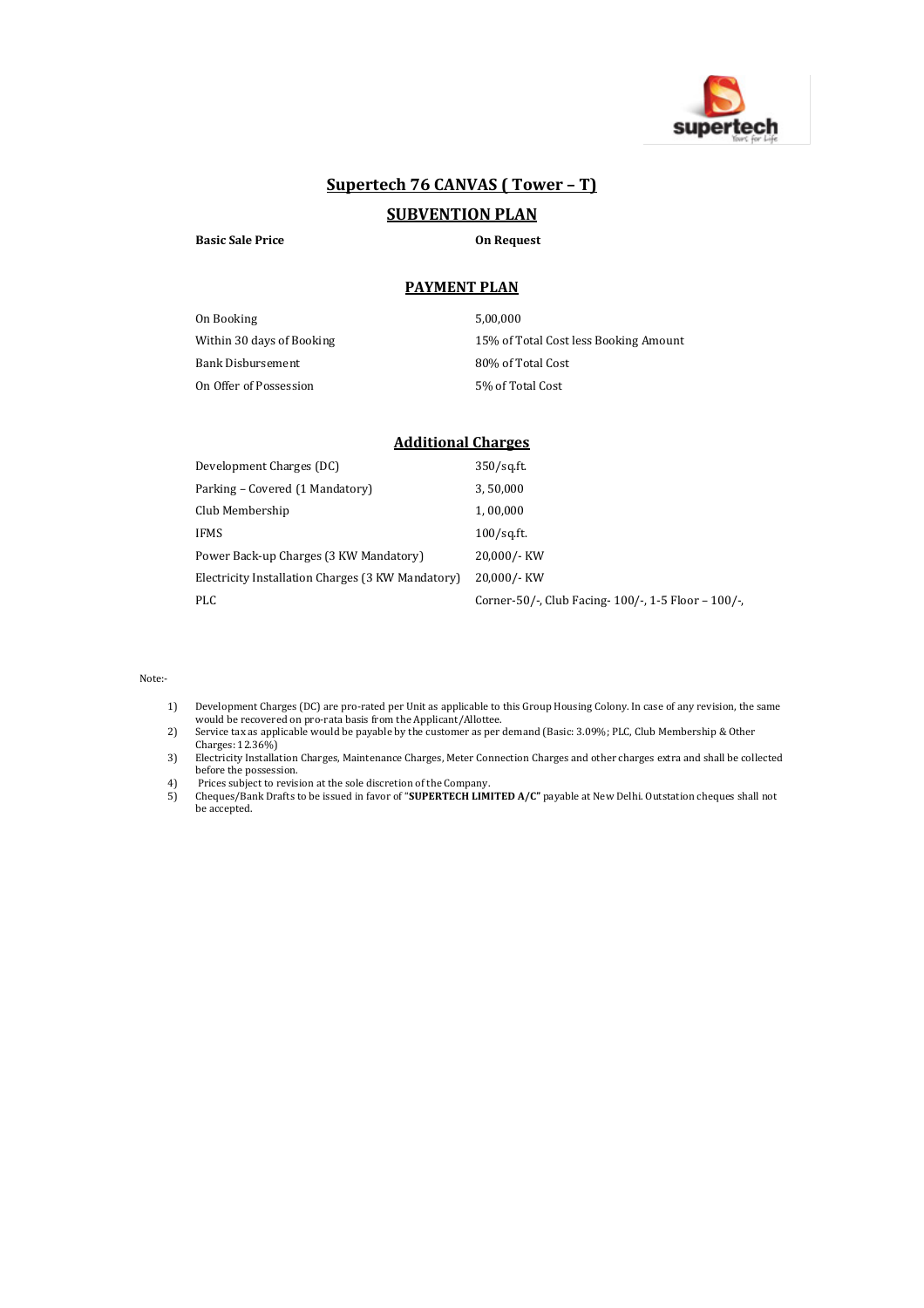## Supertech 76 CANVAS ( Tower – T)

## SUBVENTION PLAN

**Basic Sale Price** **On Request**

### PAYMENT PLAN

| | |
|---|---|
| On Booking | 5,00,000 |
| Within 30 days of Booking | 15% of Total Cost less Booking Amount |
| Bank Disbursement | 80% of Total Cost |
| On Offer of Possession | 5% of Total Cost |

### Additional Charges

| | |
|---|---|
| Development Charges (DC) | 350/sq.ft. |
| Parking – Covered (1 Mandatory) | 3, 50,000 |
| Club Membership | 1, 00,000 |
| IFMS | 100/sq.ft. |
| Power Back-up Charges (3 KW Mandatory) | 20,000/- KW |
| Electricity Installation Charges (3 KW Mandatory) | 20,000/- KW |
| PLC | Corner-50/-, Club Facing- 100/-, 1-5 Floor – 100/-, |

Note:-

1) Development Charges (DC) are pro-rated per Unit as applicable to this Group Housing Colony. In case of any revision, the same would be recovered on pro-rata basis from the Applicant/Allottee.
2) Service tax as applicable would be payable by the customer as per demand (Basic: 3.09%; PLC, Club Membership & Other Charges: 12.36%)
3) Electricity Installation Charges, Maintenance Charges, Meter Connection Charges and other charges extra and shall be collected before the possession.
4) Prices subject to revision at the sole discretion of the Company.
5) Cheques/Bank Drafts to be issued in favor of "**SUPERTECH LIMITED A/C"** payable at New Delhi. Outstation cheques shall not be accepted.